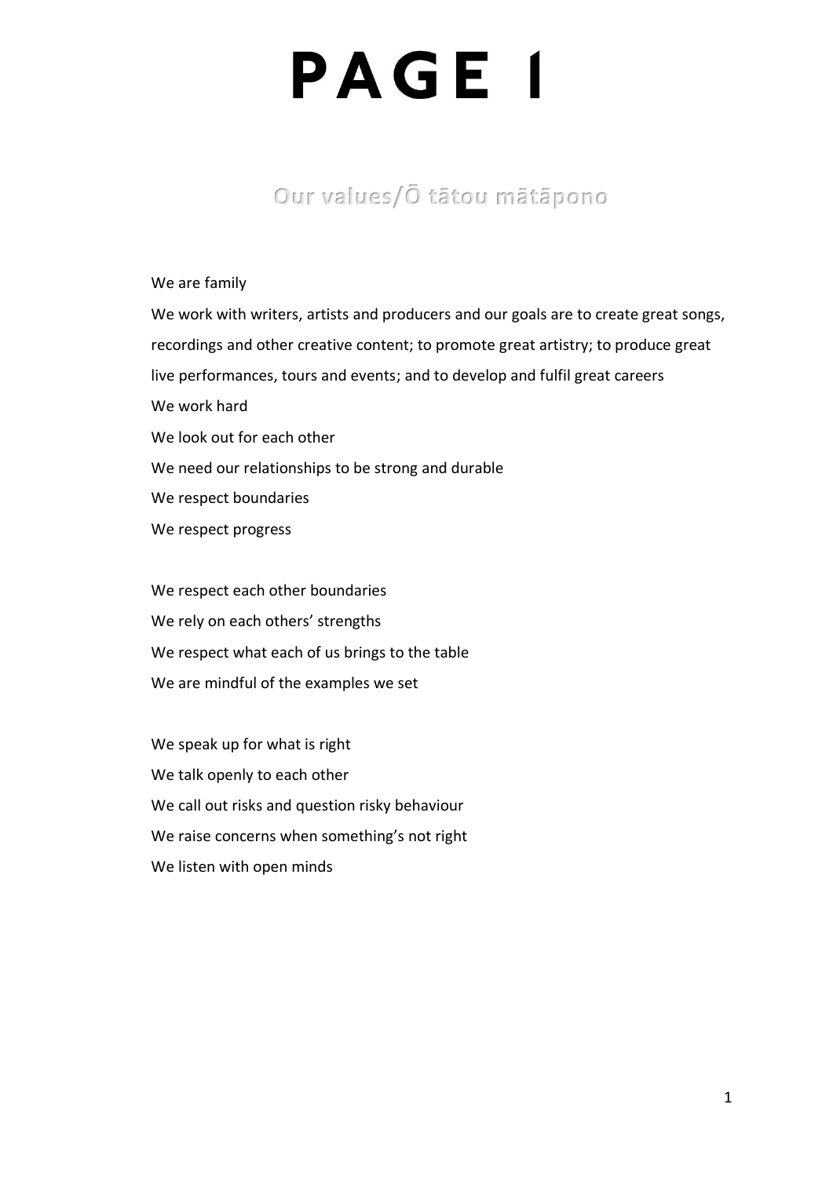# PAGE 1

## Our values/Ō tātou mātāpono

We are family

We work with writers, artists and producers and our goals are to create great songs, recordings and other creative content; to promote great artistry; to produce great live performances, tours and events; and to develop and fulfil great careers

We work hard

We look out for each other

We need our relationships to be strong and durable

We respect boundaries

We respect progress

We respect each other boundaries

We rely on each others' strengths

We respect what each of us brings to the table

We are mindful of the examples we set

We speak up for what is right

We talk openly to each other

We call out risks and question risky behaviour

We raise concerns when something's not right

We listen with open minds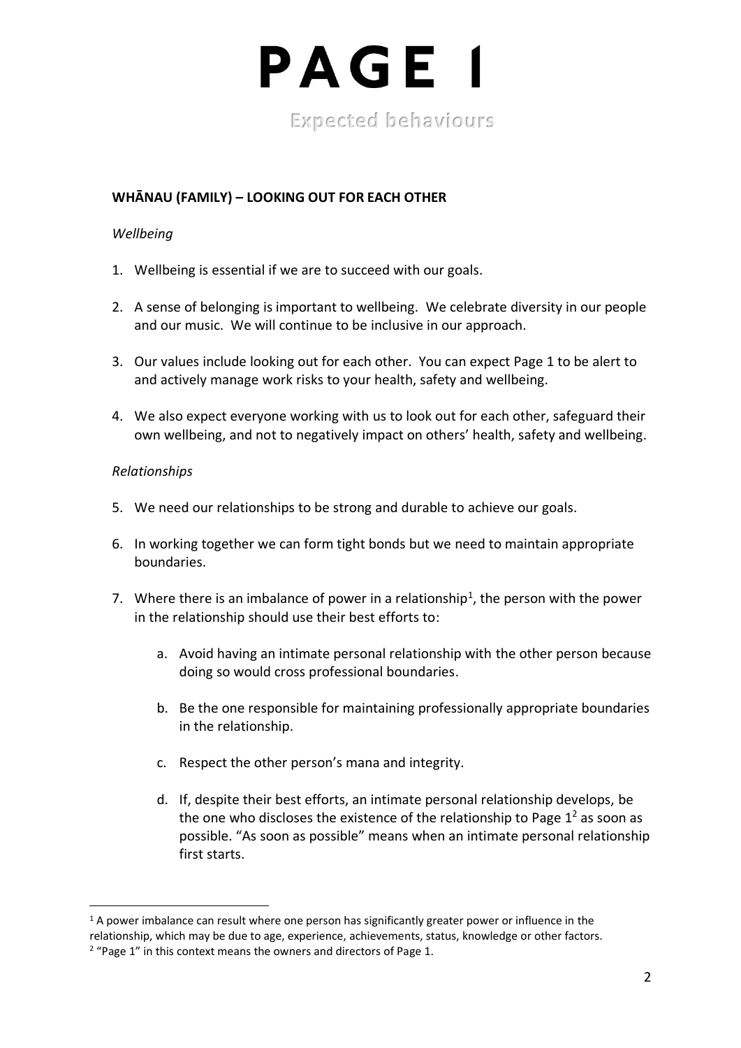# PAGE 1

## Expected behaviours

**WHĀNAU (FAMILY) – LOOKING OUT FOR EACH OTHER**

*Wellbeing*

1. Wellbeing is essential if we are to succeed with our goals.

2. A sense of belonging is important to wellbeing. We celebrate diversity in our people and our music. We will continue to be inclusive in our approach.

3. Our values include looking out for each other. You can expect Page 1 to be alert to and actively manage work risks to your health, safety and wellbeing.

4. We also expect everyone working with us to look out for each other, safeguard their own wellbeing, and not to negatively impact on others' health, safety and wellbeing.

*Relationships*

5. We need our relationships to be strong and durable to achieve our goals.

6. In working together we can form tight bonds but we need to maintain appropriate boundaries.

7. Where there is an imbalance of power in a relationship[1], the person with the power in the relationship should use their best efforts to:

    a. Avoid having an intimate personal relationship with the other person because doing so would cross professional boundaries.

    b. Be the one responsible for maintaining professionally appropriate boundaries in the relationship.

    c. Respect the other person's mana and integrity.

    d. If, despite their best efforts, an intimate personal relationship develops, be the one who discloses the existence of the relationship to Page 1[2] as soon as possible. "As soon as possible" means when an intimate personal relationship first starts.

---

[1] A power imbalance can result where one person has significantly greater power or influence in the relationship, which may be due to age, experience, achievements, status, knowledge or other factors.

[2] "Page 1" in this context means the owners and directors of Page 1.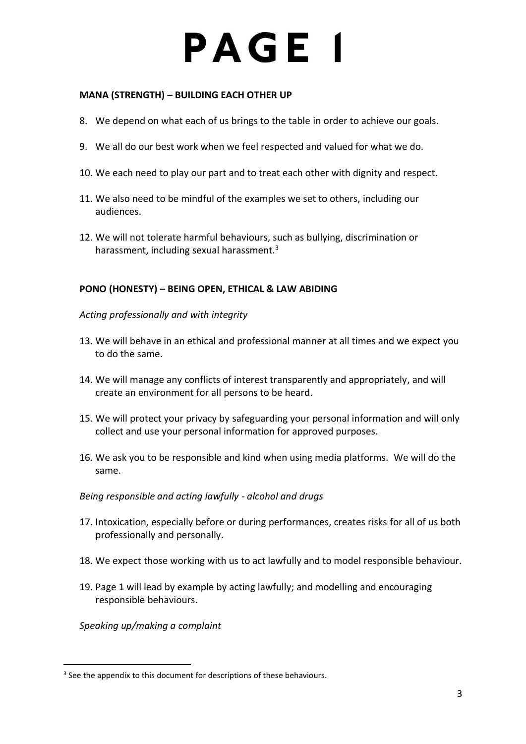**MANA (STRENGTH) – BUILDING EACH OTHER UP**

8. We depend on what each of us brings to the table in order to achieve our goals.

9. We all do our best work when we feel respected and valued for what we do.

10. We each need to play our part and to treat each other with dignity and respect.

11. We also need to be mindful of the examples we set to others, including our audiences.

12. We will not tolerate harmful behaviours, such as bullying, discrimination or harassment, including sexual harassment.[3]

**PONO (HONESTY) – BEING OPEN, ETHICAL & LAW ABIDING**

*Acting professionally and with integrity*

13. We will behave in an ethical and professional manner at all times and we expect you to do the same.

14. We will manage any conflicts of interest transparently and appropriately, and will create an environment for all persons to be heard.

15. We will protect your privacy by safeguarding your personal information and will only collect and use your personal information for approved purposes.

16. We ask you to be responsible and kind when using media platforms. We will do the same.

*Being responsible and acting lawfully - alcohol and drugs*

17. Intoxication, especially before or during performances, creates risks for all of us both professionally and personally.

18. We expect those working with us to act lawfully and to model responsible behaviour.

19. Page 1 will lead by example by acting lawfully; and modelling and encouraging responsible behaviours.

*Speaking up/making a complaint*

[3] See the appendix to this document for descriptions of these behaviours.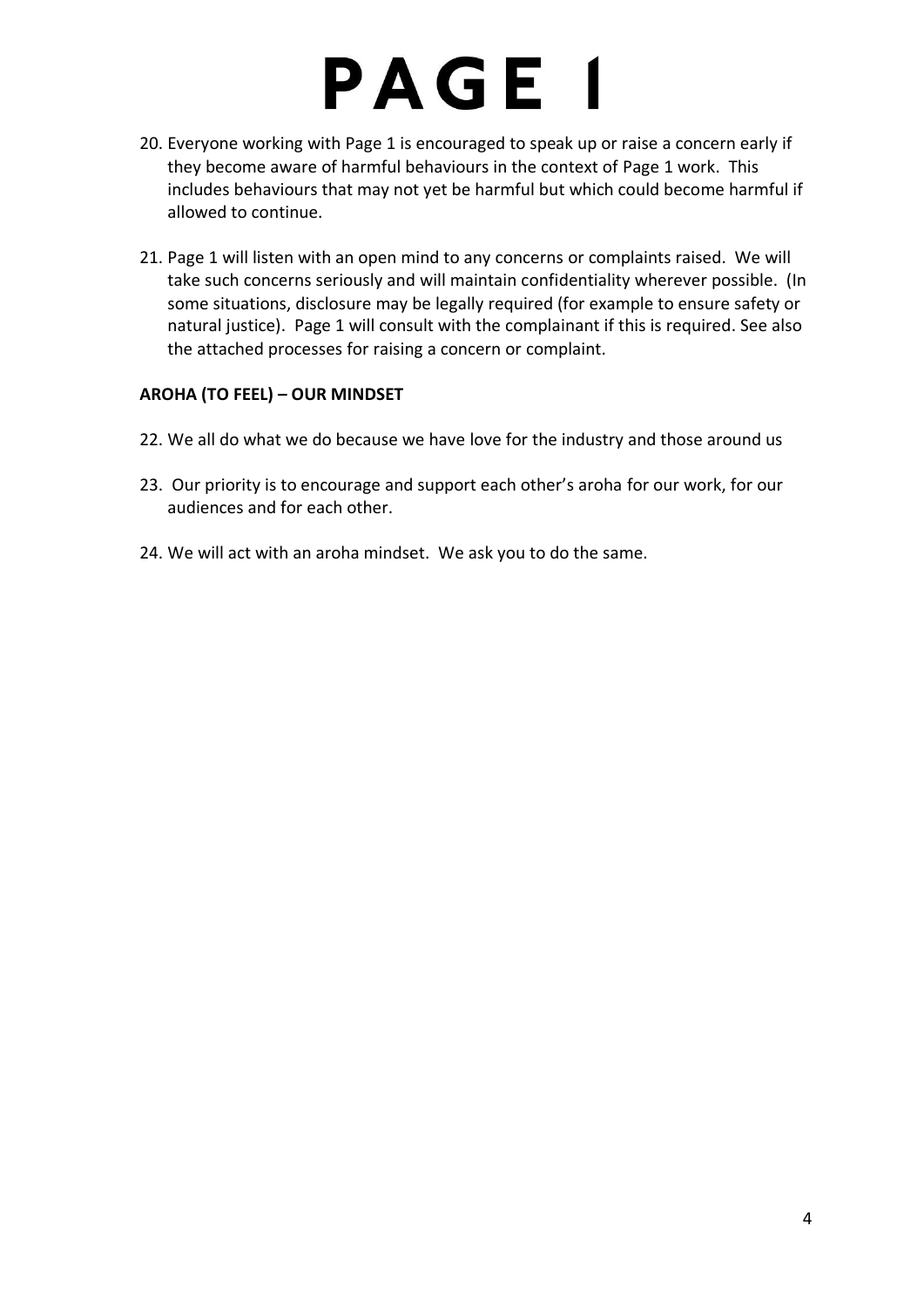20. Everyone working with Page 1 is encouraged to speak up or raise a concern early if they become aware of harmful behaviours in the context of Page 1 work. This includes behaviours that may not yet be harmful but which could become harmful if allowed to continue.

21. Page 1 will listen with an open mind to any concerns or complaints raised. We will take such concerns seriously and will maintain confidentiality wherever possible. (In some situations, disclosure may be legally required (for example to ensure safety or natural justice). Page 1 will consult with the complainant if this is required. See also the attached processes for raising a concern or complaint.

**AROHA (TO FEEL) – OUR MINDSET**

22. We all do what we do because we have love for the industry and those around us

23. Our priority is to encourage and support each other's aroha for our work, for our audiences and for each other.

24. We will act with an aroha mindset. We ask you to do the same.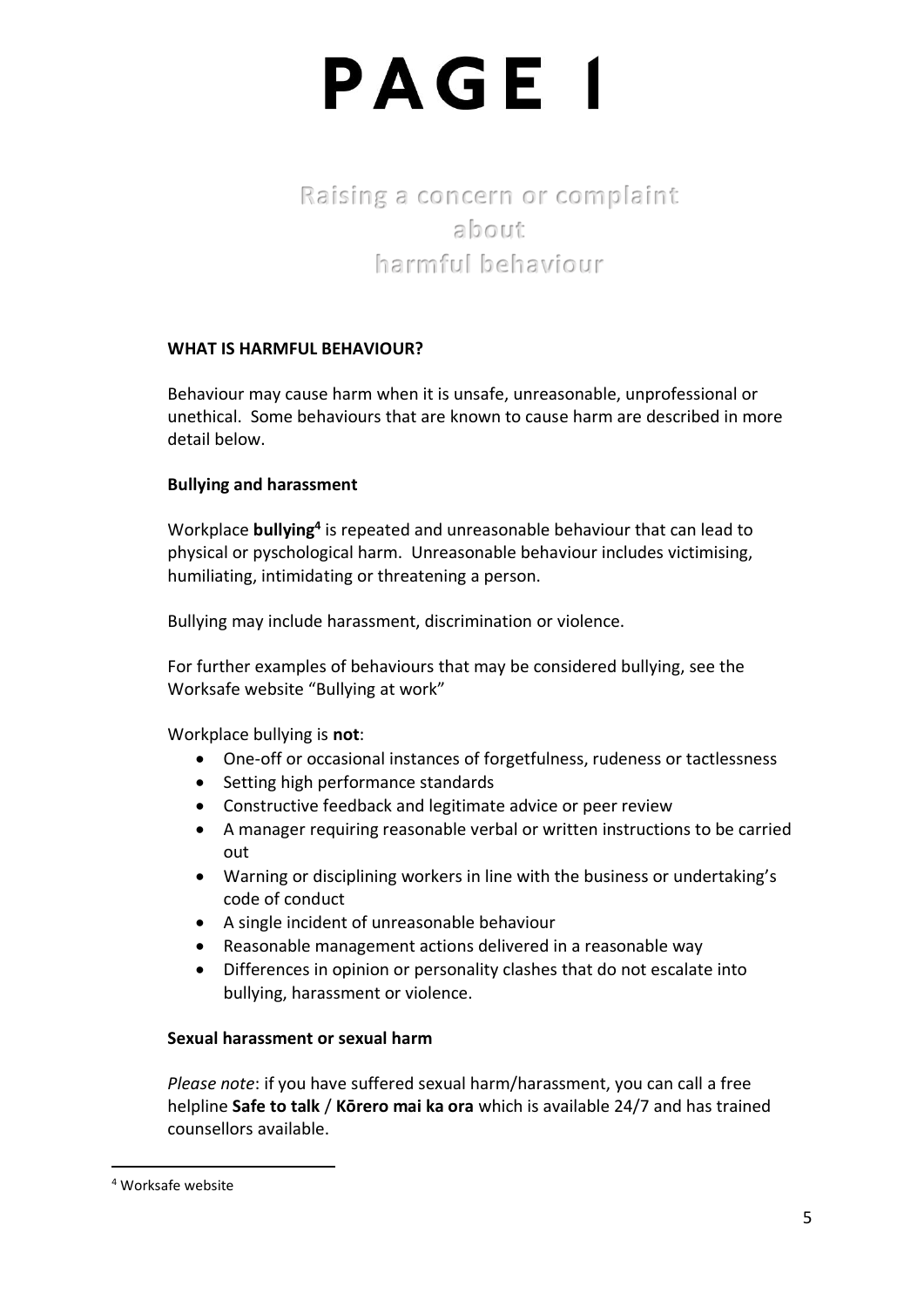# PAGE 1

## Raising a concern or complaint about harmful behaviour

**WHAT IS HARMFUL BEHAVIOUR?**

Behaviour may cause harm when it is unsafe, unreasonable, unprofessional or unethical. Some behaviours that are known to cause harm are described in more detail below.

**Bullying and harassment**

Workplace **bullying**[4] is repeated and unreasonable behaviour that can lead to physical or pyschological harm. Unreasonable behaviour includes victimising, humiliating, intimidating or threatening a person.

Bullying may include harassment, discrimination or violence.

For further examples of behaviours that may be considered bullying, see the Worksafe website "Bullying at work"

Workplace bullying is **not**:

- One-off or occasional instances of forgetfulness, rudeness or tactlessness
- Setting high performance standards
- Constructive feedback and legitimate advice or peer review
- A manager requiring reasonable verbal or written instructions to be carried out
- Warning or disciplining workers in line with the business or undertaking's code of conduct
- A single incident of unreasonable behaviour
- Reasonable management actions delivered in a reasonable way
- Differences in opinion or personality clashes that do not escalate into bullying, harassment or violence.

**Sexual harassment or sexual harm**

*Please note*: if you have suffered sexual harm/harassment, you can call a free helpline **Safe to talk** / **Kōrero mai ka ora** which is available 24/7 and has trained counsellors available.

[4] Worksafe website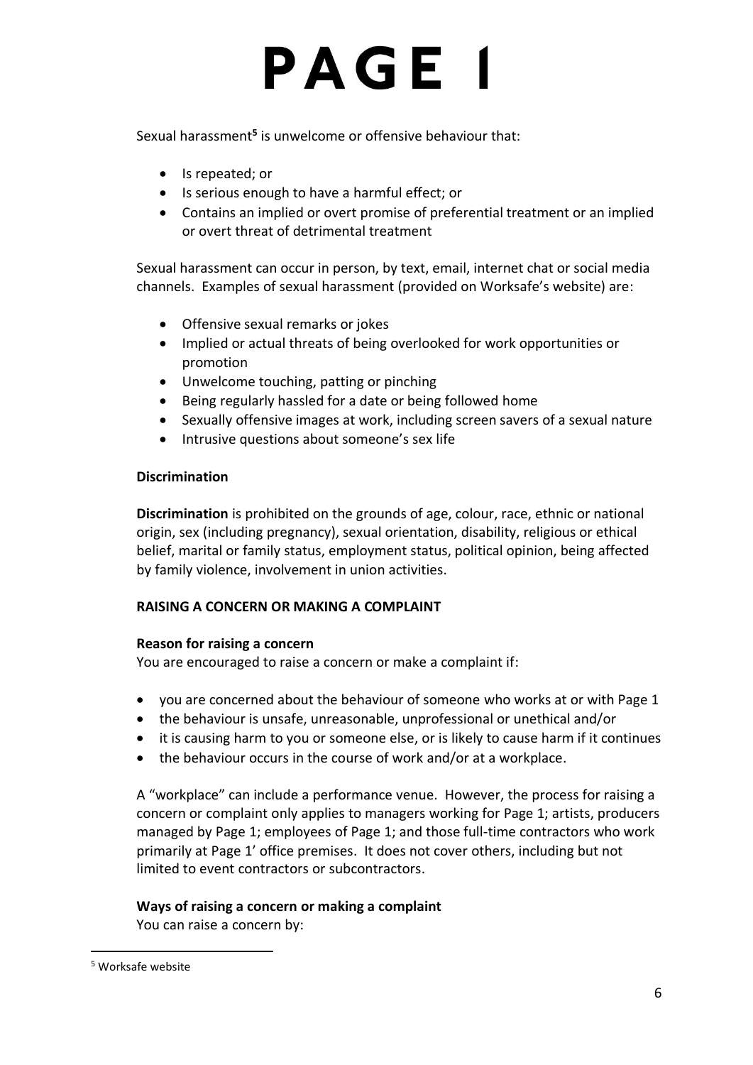Sexual harassment[5] is unwelcome or offensive behaviour that:

- Is repeated; or
- Is serious enough to have a harmful effect; or
- Contains an implied or overt promise of preferential treatment or an implied or overt threat of detrimental treatment

Sexual harassment can occur in person, by text, email, internet chat or social media channels. Examples of sexual harassment (provided on Worksafe's website) are:

- Offensive sexual remarks or jokes
- Implied or actual threats of being overlooked for work opportunities or promotion
- Unwelcome touching, patting or pinching
- Being regularly hassled for a date or being followed home
- Sexually offensive images at work, including screen savers of a sexual nature
- Intrusive questions about someone's sex life

**Discrimination**

**Discrimination** is prohibited on the grounds of age, colour, race, ethnic or national origin, sex (including pregnancy), sexual orientation, disability, religious or ethical belief, marital or family status, employment status, political opinion, being affected by family violence, involvement in union activities.

**RAISING A CONCERN OR MAKING A COMPLAINT**

**Reason for raising a concern**

You are encouraged to raise a concern or make a complaint if:

- you are concerned about the behaviour of someone who works at or with Page 1
- the behaviour is unsafe, unreasonable, unprofessional or unethical and/or
- it is causing harm to you or someone else, or is likely to cause harm if it continues
- the behaviour occurs in the course of work and/or at a workplace.

A "workplace" can include a performance venue. However, the process for raising a concern or complaint only applies to managers working for Page 1; artists, producers managed by Page 1; employees of Page 1; and those full-time contractors who work primarily at Page 1' office premises. It does not cover others, including but not limited to event contractors or subcontractors.

**Ways of raising a concern or making a complaint**

You can raise a concern by:

[5] Worksafe website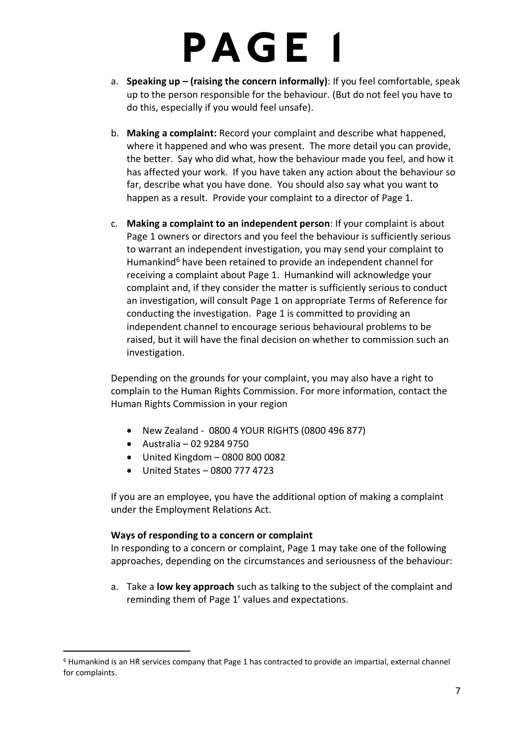a. **Speaking up – (raising the concern informally)**: If you feel comfortable, speak up to the person responsible for the behaviour. (But do not feel you have to do this, especially if you would feel unsafe).

b. **Making a complaint:** Record your complaint and describe what happened, where it happened and who was present. The more detail you can provide, the better. Say who did what, how the behaviour made you feel, and how it has affected your work. If you have taken any action about the behaviour so far, describe what you have done. You should also say what you want to happen as a result. Provide your complaint to a director of Page 1.

c. **Making a complaint to an independent person**: If your complaint is about Page 1 owners or directors and you feel the behaviour is sufficiently serious to warrant an independent investigation, you may send your complaint to Humankind[6] have been retained to provide an independent channel for receiving a complaint about Page 1. Humankind will acknowledge your complaint and, if they consider the matter is sufficiently serious to conduct an investigation, will consult Page 1 on appropriate Terms of Reference for conducting the investigation. Page 1 is committed to providing an independent channel to encourage serious behavioural problems to be raised, but it will have the final decision on whether to commission such an investigation.

Depending on the grounds for your complaint, you may also have a right to complain to the Human Rights Commission. For more information, contact the Human Rights Commission in your region

- New Zealand - 0800 4 YOUR RIGHTS (0800 496 877)
- Australia – 02 9284 9750
- United Kingdom – 0800 800 0082
- United States – 0800 777 4723

If you are an employee, you have the additional option of making a complaint under the Employment Relations Act.

**Ways of responding to a concern or complaint**

In responding to a concern or complaint, Page 1 may take one of the following approaches, depending on the circumstances and seriousness of the behaviour:

a. Take a **low key approach** such as talking to the subject of the complaint and reminding them of Page 1' values and expectations.

[6] Humankind is an HR services company that Page 1 has contracted to provide an impartial, external channel for complaints.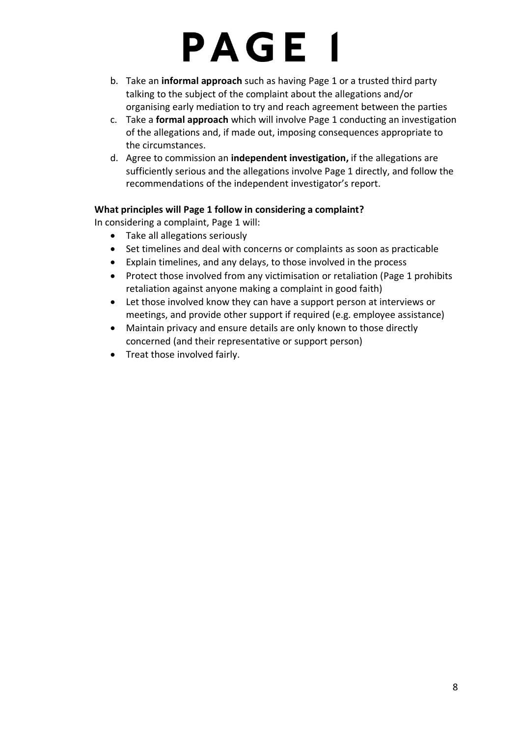b. Take an **informal approach** such as having Page 1 or a trusted third party talking to the subject of the complaint about the allegations and/or organising early mediation to try and reach agreement between the parties
c. Take a **formal approach** which will involve Page 1 conducting an investigation of the allegations and, if made out, imposing consequences appropriate to the circumstances.
d. Agree to commission an **independent investigation,** if the allegations are sufficiently serious and the allegations involve Page 1 directly, and follow the recommendations of the independent investigator's report.

**What principles will Page 1 follow in considering a complaint?**

In considering a complaint, Page 1 will:

- Take all allegations seriously
- Set timelines and deal with concerns or complaints as soon as practicable
- Explain timelines, and any delays, to those involved in the process
- Protect those involved from any victimisation or retaliation (Page 1 prohibits retaliation against anyone making a complaint in good faith)
- Let those involved know they can have a support person at interviews or meetings, and provide other support if required (e.g. employee assistance)
- Maintain privacy and ensure details are only known to those directly concerned (and their representative or support person)
- Treat those involved fairly.